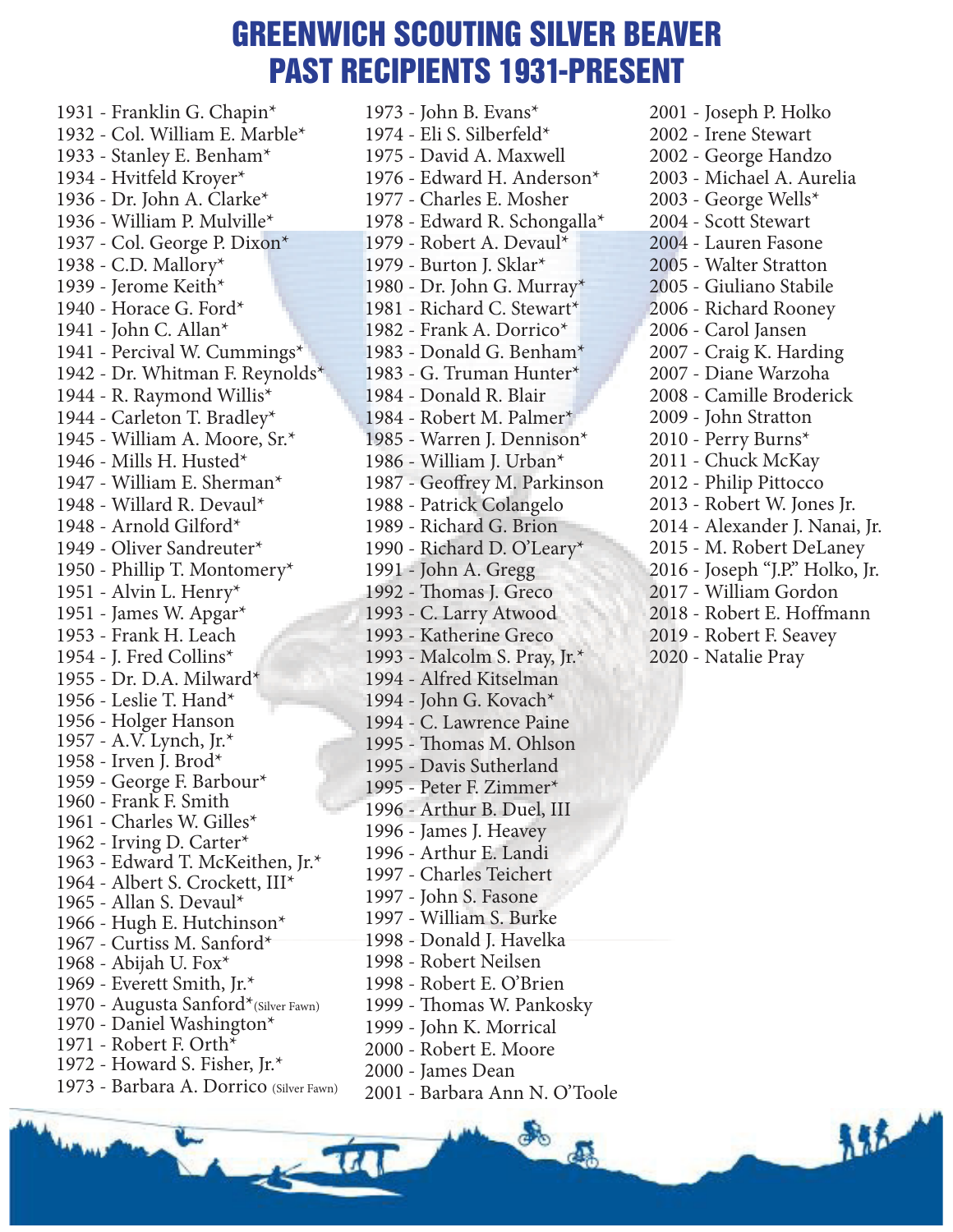# GREENWICH SCOUTING SILVER BEAVER PAST RECIPIENTS 1931-PRESENT

1931 - Franklin G. Chapin*
1932 - Col. William E. Marble*
1933 - Stanley E. Benham*
1934 - Hvitfeld Kroyer*
1936 - Dr. John A. Clarke*
1936 - William P. Mulville*
1937 - Col. George P. Dixon*
1938 - C.D. Mallory*
1939 - Jerome Keith*
1940 - Horace G. Ford*
1941 - John C. Allan*
1941 - Percival W. Cummings*
1942 - Dr. Whitman F. Reynolds*
1944 - R. Raymond Willis*
1944 - Carleton T. Bradley*
1945 - William A. Moore, Sr.*
1946 - Mills H. Husted*
1947 - William E. Sherman*
1948 - Willard R. Devaul*
1948 - Arnold Gilford*
1949 - Oliver Sandreuter*
1950 - Phillip T. Montomery*
1951 - Alvin L. Henry*
1951 - James W. Apgar*
1953 - Frank H. Leach
1954 - J. Fred Collins*
1955 - Dr. D.A. Milward*
1956 - Leslie T. Hand*
1956 - Holger Hanson
1957 - A.V. Lynch, Jr.*
1958 - Irven J. Brod*
1959 - George F. Barbour*
1960 - Frank F. Smith
1961 - Charles W. Gilles*
1962 - Irving D. Carter*
1963 - Edward T. McKeithen, Jr.*
1964 - Albert S. Crockett, III*
1965 - Allan S. Devaul*
1966 - Hugh E. Hutchinson*
1967 - Curtiss M. Sanford*
1968 - Abijah U. Fox*
1969 - Everett Smith, Jr.*
1970 - Augusta Sanford* (Silver Fawn)
1970 - Daniel Washington*
1971 - Robert F. Orth*
1972 - Howard S. Fisher, Jr.*
1973 - Barbara A. Dorrico (Silver Fawn)
1973 - John B. Evans*
1974 - Eli S. Silberfeld*
1975 - David A. Maxwell
1976 - Edward H. Anderson*
1977 - Charles E. Mosher
1978 - Edward R. Schongalla*
1979 - Robert A. Devaul*
1979 - Burton J. Sklar*
1980 - Dr. John G. Murray*
1981 - Richard C. Stewart*
1982 - Frank A. Dorrico*
1983 - Donald G. Benham*
1983 - G. Truman Hunter*
1984 - Donald R. Blair
1984 - Robert M. Palmer*
1985 - Warren J. Dennison*
1986 - William J. Urban*
1987 - Geoffrey M. Parkinson
1988 - Patrick Colangelo
1989 - Richard G. Brion
1990 - Richard D. O'Leary*
1991 - John A. Gregg
1992 - Thomas J. Greco
1993 - C. Larry Atwood
1993 - Katherine Greco
1993 - Malcolm S. Pray, Jr.*
1994 - Alfred Kitselman
1994 - John G. Kovach*
1994 - C. Lawrence Paine
1995 - Thomas M. Ohlson
1995 - Davis Sutherland
1995 - Peter F. Zimmer*
1996 - Arthur B. Duel, III
1996 - James J. Heavey
1996 - Arthur E. Landi
1997 - Charles Teichert
1997 - John S. Fasone
1997 - William S. Burke
1998 - Donald J. Havelka
1998 - Robert Neilsen
1998 - Robert E. O'Brien
1999 - Thomas W. Pankosky
1999 - John K. Morrical
2000 - Robert E. Moore
2000 - James Dean
2001 - Barbara Ann N. O'Toole
2001 - Joseph P. Holko
2002 - Irene Stewart
2002 - George Handzo
2003 - Michael A. Aurelia
2003 - George Wells*
2004 - Scott Stewart
2004 - Lauren Fasone
2005 - Walter Stratton
2005 - Giuliano Stabile
2006 - Richard Rooney
2006 - Carol Jansen
2007 - Craig K. Harding
2007 - Diane Warzoha
2008 - Camille Broderick
2009 - John Stratton
2010 - Perry Burns*
2011 - Chuck McKay
2012 - Philip Pittocco
2013 - Robert W. Jones Jr.
2014 - Alexander J. Nanai, Jr.
2015 - M. Robert DeLaney
2016 - Joseph "J.P." Holko, Jr.
2017 - William Gordon
2018 - Robert E. Hoffmann
2019 - Robert F. Seavey
2020 - Natalie Pray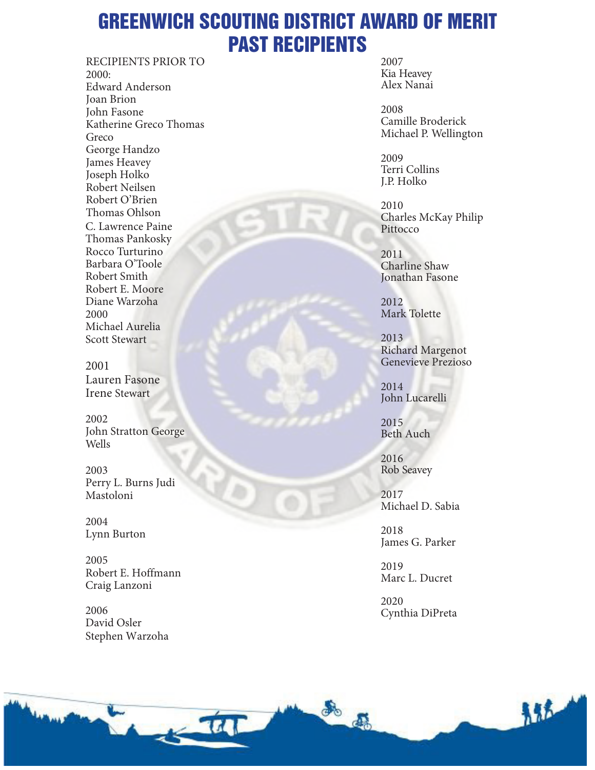# GREENWICH SCOUTING DISTRICT AWARD OF MERIT PAST RECIPIENTS

RECIPIENTS PRIOR TO 2000:
Edward Anderson
Joan Brion
John Fasone
Katherine Greco Thomas Greco
George Handzo
James Heavey
Joseph Holko
Robert Neilsen
Robert O'Brien
Thomas Ohlson
C. Lawrence Paine
Thomas Pankosky
Rocco Turturino
Barbara O'Toole
Robert Smith
Robert E. Moore
Diane Warzoha

2000
Michael Aurelia
Scott Stewart

2001
Lauren Fasone
Irene Stewart

2002
John Stratton George Wells

2003
Perry L. Burns Judi Mastoloni

2004
Lynn Burton

2005
Robert E. Hoffmann
Craig Lanzoni

2006
David Osler
Stephen Warzoha

2007
Kia Heavey
Alex Nanai

2008
Camille Broderick
Michael P. Wellington

2009
Terri Collins
J.P. Holko

2010
Charles McKay Philip Pittocco

2011
Charline Shaw
Jonathan Fasone

2012
Mark Tolette

2013
Richard Margenot
Genevieve Prezioso

2014
John Lucarelli

2015
Beth Auch

2016
Rob Seavey

2017
Michael D. Sabia

2018
James G. Parker

2019
Marc L. Ducret

2020
Cynthia DiPreta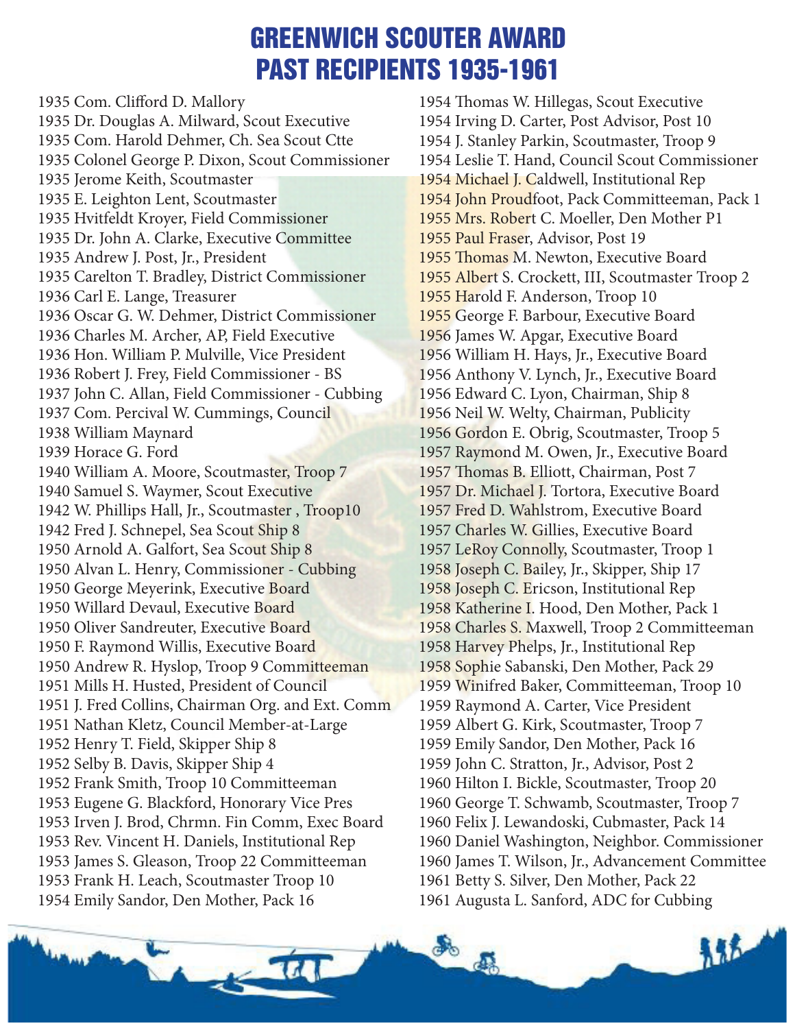# GREENWICH SCOUTER AWARD PAST RECIPIENTS 1935-1961

1935 Com. Clifford D. Mallory
1935 Dr. Douglas A. Milward, Scout Executive
1935 Com. Harold Dehmer, Ch. Sea Scout Ctte
1935 Colonel George P. Dixon, Scout Commissioner
1935 Jerome Keith, Scoutmaster
1935 E. Leighton Lent, Scoutmaster
1935 Hvitfeldt Kroyer, Field Commissioner
1935 Dr. John A. Clarke, Executive Committee
1935 Andrew J. Post, Jr., President
1935 Carelton T. Bradley, District Commissioner
1936 Carl E. Lange, Treasurer
1936 Oscar G. W. Dehmer, District Commissioner
1936 Charles M. Archer, AP, Field Executive
1936 Hon. William P. Mulville, Vice President
1936 Robert J. Frey, Field Commissioner - BS
1937 John C. Allan, Field Commissioner - Cubbing
1937 Com. Percival W. Cummings, Council
1938 William Maynard
1939 Horace G. Ford
1940 William A. Moore, Scoutmaster, Troop 7
1940 Samuel S. Waymer, Scout Executive
1942 W. Phillips Hall, Jr., Scoutmaster , Troop10
1942 Fred J. Schnepel, Sea Scout Ship 8
1950 Arnold A. Galfort, Sea Scout Ship 8
1950 Alvan L. Henry, Commissioner - Cubbing
1950 George Meyerink, Executive Board
1950 Willard Devaul, Executive Board
1950 Oliver Sandreuter, Executive Board
1950 F. Raymond Willis, Executive Board
1950 Andrew R. Hyslop, Troop 9 Committeeman
1951 Mills H. Husted, President of Council
1951 J. Fred Collins, Chairman Org. and Ext. Comm
1951 Nathan Kletz, Council Member-at-Large
1952 Henry T. Field, Skipper Ship 8
1952 Selby B. Davis, Skipper Ship 4
1952 Frank Smith, Troop 10 Committeeman
1953 Eugene G. Blackford, Honorary Vice Pres
1953 Irven J. Brod, Chrmn. Fin Comm, Exec Board
1953 Rev. Vincent H. Daniels, Institutional Rep
1953 James S. Gleason, Troop 22 Committeeman
1953 Frank H. Leach, Scoutmaster Troop 10
1954 Emily Sandor, Den Mother, Pack 16
1954 Thomas W. Hillegas, Scout Executive
1954 Irving D. Carter, Post Advisor, Post 10
1954 J. Stanley Parkin, Scoutmaster, Troop 9
1954 Leslie T. Hand, Council Scout Commissioner
1954 Michael J. Caldwell, Institutional Rep
1954 John Proudfoot, Pack Committeeman, Pack 1
1955 Mrs. Robert C. Moeller, Den Mother P1
1955 Paul Fraser, Advisor, Post 19
1955 Thomas M. Newton, Executive Board
1955 Albert S. Crockett, III, Scoutmaster Troop 2
1955 Harold F. Anderson, Troop 10
1955 George F. Barbour, Executive Board
1956 James W. Apgar, Executive Board
1956 William H. Hays, Jr., Executive Board
1956 Anthony V. Lynch, Jr., Executive Board
1956 Edward C. Lyon, Chairman, Ship 8
1956 Neil W. Welty, Chairman, Publicity
1956 Gordon E. Obrig, Scoutmaster, Troop 5
1957 Raymond M. Owen, Jr., Executive Board
1957 Thomas B. Elliott, Chairman, Post 7
1957 Dr. Michael J. Tortora, Executive Board
1957 Fred D. Wahlstrom, Executive Board
1957 Charles W. Gillies, Executive Board
1957 LeRoy Connolly, Scoutmaster, Troop 1
1958 Joseph C. Bailey, Jr., Skipper, Ship 17
1958 Joseph C. Ericson, Institutional Rep
1958 Katherine I. Hood, Den Mother, Pack 1
1958 Charles S. Maxwell, Troop 2 Committeeman
1958 Harvey Phelps, Jr., Institutional Rep
1958 Sophie Sabanski, Den Mother, Pack 29
1959 Winifred Baker, Committeeman, Troop 10
1959 Raymond A. Carter, Vice President
1959 Albert G. Kirk, Scoutmaster, Troop 7
1959 Emily Sandor, Den Mother, Pack 16
1959 John C. Stratton, Jr., Advisor, Post 2
1960 Hilton I. Bickle, Scoutmaster, Troop 20
1960 George T. Schwamb, Scoutmaster, Troop 7
1960 Felix J. Lewandoski, Cubmaster, Pack 14
1960 Daniel Washington, Neighbor. Commissioner
1960 James T. Wilson, Jr., Advancement Committee
1961 Betty S. Silver, Den Mother, Pack 22
1961 Augusta L. Sanford, ADC for Cubbing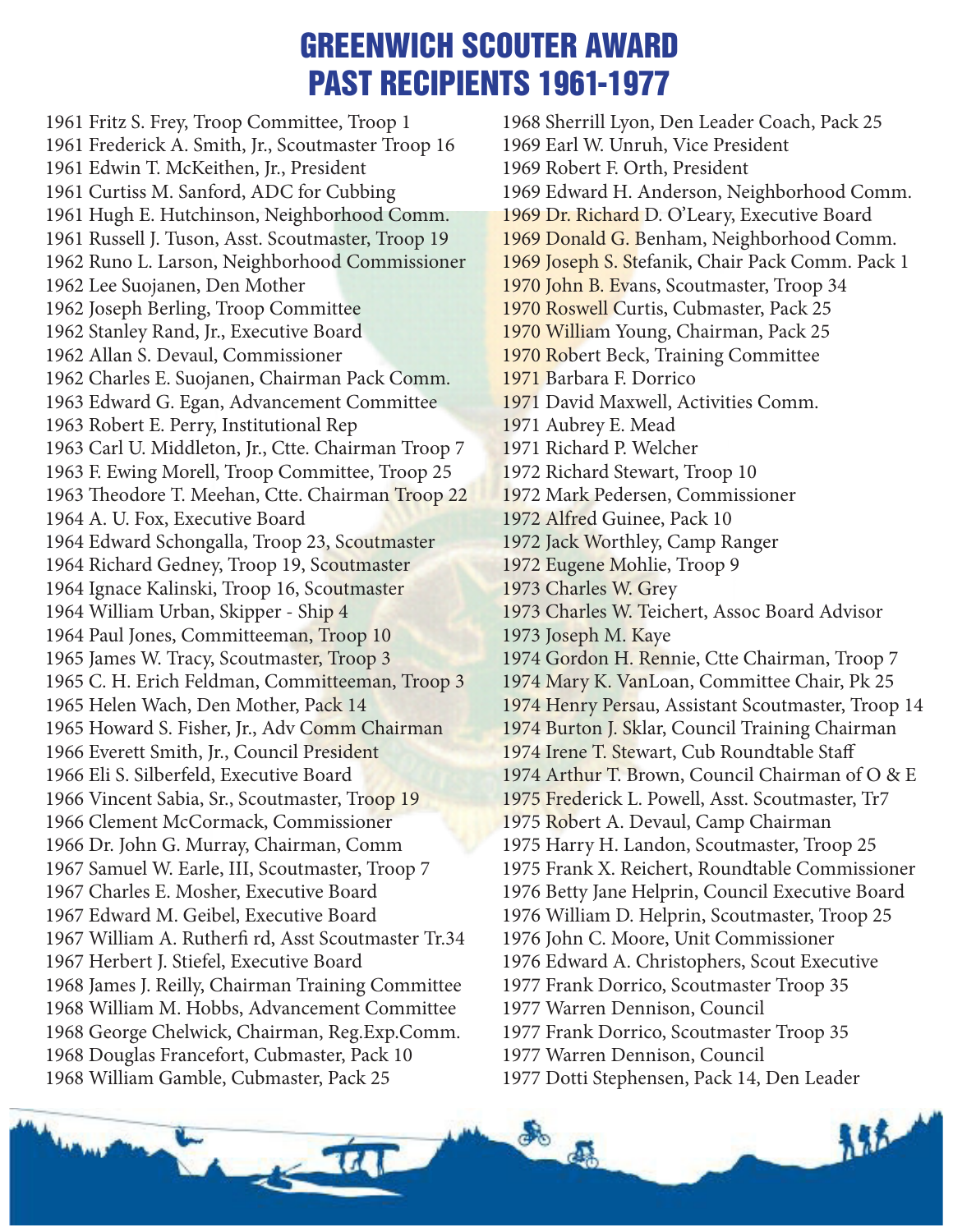# GREENWICH SCOUTER AWARD
# PAST RECIPIENTS 1961-1977

1961 Fritz S. Frey, Troop Committee, Troop 1
1961 Frederick A. Smith, Jr., Scoutmaster Troop 16
1961 Edwin T. McKeithen, Jr., President
1961 Curtiss M. Sanford, ADC for Cubbing
1961 Hugh E. Hutchinson, Neighborhood Comm.
1961 Russell J. Tuson, Asst. Scoutmaster, Troop 19
1962 Runo L. Larson, Neighborhood Commissioner
1962 Lee Suojanen, Den Mother
1962 Joseph Berling, Troop Committee
1962 Stanley Rand, Jr., Executive Board
1962 Allan S. Devaul, Commissioner
1962 Charles E. Suojanen, Chairman Pack Comm.
1963 Edward G. Egan, Advancement Committee
1963 Robert E. Perry, Institutional Rep
1963 Carl U. Middleton, Jr., Ctte. Chairman Troop 7
1963 F. Ewing Morell, Troop Committee, Troop 25
1963 Theodore T. Meehan, Ctte. Chairman Troop 22
1964 A. U. Fox, Executive Board
1964 Edward Schongalla, Troop 23, Scoutmaster
1964 Richard Gedney, Troop 19, Scoutmaster
1964 Ignace Kalinski, Troop 16, Scoutmaster
1964 William Urban, Skipper - Ship 4
1964 Paul Jones, Committeeman, Troop 10
1965 James W. Tracy, Scoutmaster, Troop 3
1965 C. H. Erich Feldman, Committeeman, Troop 3
1965 Helen Wach, Den Mother, Pack 14
1965 Howard S. Fisher, Jr., Adv Comm Chairman
1966 Everett Smith, Jr., Council President
1966 Eli S. Silberfeld, Executive Board
1966 Vincent Sabia, Sr., Scoutmaster, Troop 19
1966 Clement McCormack, Commissioner
1966 Dr. John G. Murray, Chairman, Comm
1967 Samuel W. Earle, III, Scoutmaster, Troop 7
1967 Charles E. Mosher, Executive Board
1967 Edward M. Geibel, Executive Board
1967 William A. Rutherfi rd, Asst Scoutmaster Tr.34
1967 Herbert J. Stiefel, Executive Board
1968 James J. Reilly, Chairman Training Committee
1968 William M. Hobbs, Advancement Committee
1968 George Chelwick, Chairman, Reg.Exp.Comm.
1968 Douglas Francefort, Cubmaster, Pack 10
1968 William Gamble, Cubmaster, Pack 25
1968 Sherrill Lyon, Den Leader Coach, Pack 25
1969 Earl W. Unruh, Vice President
1969 Robert F. Orth, President
1969 Edward H. Anderson, Neighborhood Comm.
1969 Dr. Richard D. O'Leary, Executive Board
1969 Donald G. Benham, Neighborhood Comm.
1969 Joseph S. Stefanik, Chair Pack Comm. Pack 1
1970 John B. Evans, Scoutmaster, Troop 34
1970 Roswell Curtis, Cubmaster, Pack 25
1970 William Young, Chairman, Pack 25
1970 Robert Beck, Training Committee
1971 Barbara F. Dorrico
1971 David Maxwell, Activities Comm.
1971 Aubrey E. Mead
1971 Richard P. Welcher
1972 Richard Stewart, Troop 10
1972 Mark Pedersen, Commissioner
1972 Alfred Guinee, Pack 10
1972 Jack Worthley, Camp Ranger
1972 Eugene Mohlie, Troop 9
1973 Charles W. Grey
1973 Charles W. Teichert, Assoc Board Advisor
1973 Joseph M. Kaye
1974 Gordon H. Rennie, Ctte Chairman, Troop 7
1974 Mary K. VanLoan, Committee Chair, Pk 25
1974 Henry Persau, Assistant Scoutmaster, Troop 14
1974 Burton J. Sklar, Council Training Chairman
1974 Irene T. Stewart, Cub Roundtable Staff
1974 Arthur T. Brown, Council Chairman of O & E
1975 Frederick L. Powell, Asst. Scoutmaster, Tr7
1975 Robert A. Devaul, Camp Chairman
1975 Harry H. Landon, Scoutmaster, Troop 25
1975 Frank X. Reichert, Roundtable Commissioner
1976 Betty Jane Helprin, Council Executive Board
1976 William D. Helprin, Scoutmaster, Troop 25
1976 John C. Moore, Unit Commissioner
1976 Edward A. Christophers, Scout Executive
1977 Frank Dorrico, Scoutmaster Troop 35
1977 Warren Dennison, Council
1977 Frank Dorrico, Scoutmaster Troop 35
1977 Warren Dennison, Council
1977 Dotti Stephensen, Pack 14, Den Leader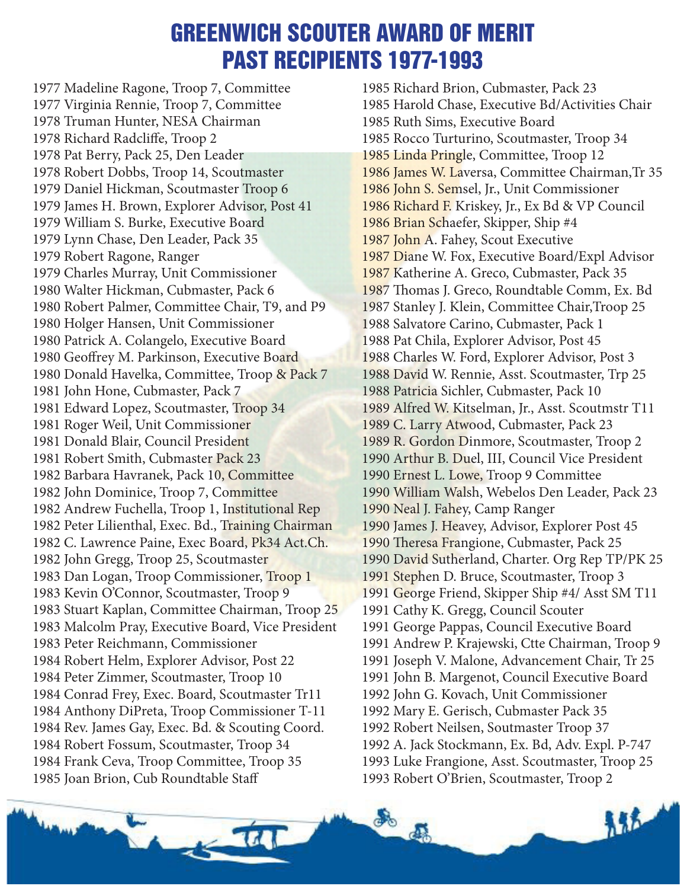# GREENWICH SCOUTER AWARD OF MERIT PAST RECIPIENTS 1977-1993

1977 Madeline Ragone, Troop 7, Committee
1977 Virginia Rennie, Troop 7, Committee
1978 Truman Hunter, NESA Chairman
1978 Richard Radcliffe, Troop 2
1978 Pat Berry, Pack 25, Den Leader
1978 Robert Dobbs, Troop 14, Scoutmaster
1979 Daniel Hickman, Scoutmaster Troop 6
1979 James H. Brown, Explorer Advisor, Post 41
1979 William S. Burke, Executive Board
1979 Lynn Chase, Den Leader, Pack 35
1979 Robert Ragone, Ranger
1979 Charles Murray, Unit Commissioner
1980 Walter Hickman, Cubmaster, Pack 6
1980 Robert Palmer, Committee Chair, T9, and P9
1980 Holger Hansen, Unit Commissioner
1980 Patrick A. Colangelo, Executive Board
1980 Geoffrey M. Parkinson, Executive Board
1980 Donald Havelka, Committee, Troop & Pack 7
1981 John Hone, Cubmaster, Pack 7
1981 Edward Lopez, Scoutmaster, Troop 34
1981 Roger Weil, Unit Commissioner
1981 Donald Blair, Council President
1981 Robert Smith, Cubmaster Pack 23
1982 Barbara Havranek, Pack 10, Committee
1982 John Dominice, Troop 7, Committee
1982 Andrew Fuchella, Troop 1, Institutional Rep
1982 Peter Lilienthal, Exec. Bd., Training Chairman
1982 C. Lawrence Paine, Exec Board, Pk34 Act.Ch.
1982 John Gregg, Troop 25, Scoutmaster
1983 Dan Logan, Troop Commissioner, Troop 1
1983 Kevin O'Connor, Scoutmaster, Troop 9
1983 Stuart Kaplan, Committee Chairman, Troop 25
1983 Malcolm Pray, Executive Board, Vice President
1983 Peter Reichmann, Commissioner
1984 Robert Helm, Explorer Advisor, Post 22
1984 Peter Zimmer, Scoutmaster, Troop 10
1984 Conrad Frey, Exec. Board, Scoutmaster Tr11
1984 Anthony DiPreta, Troop Commissioner T-11
1984 Rev. James Gay, Exec. Bd. & Scouting Coord.
1984 Robert Fossum, Scoutmaster, Troop 34
1984 Frank Ceva, Troop Committee, Troop 35
1985 Joan Brion, Cub Roundtable Staff
1985 Richard Brion, Cubmaster, Pack 23
1985 Harold Chase, Executive Bd/Activities Chair
1985 Ruth Sims, Executive Board
1985 Rocco Turturino, Scoutmaster, Troop 34
1985 Linda Pringle, Committee, Troop 12
1986 James W. Laversa, Committee Chairman,Tr 35
1986 John S. Semsel, Jr., Unit Commissioner
1986 Richard F. Kriskey, Jr., Ex Bd & VP Council
1986 Brian Schaefer, Skipper, Ship #4
1987 John A. Fahey, Scout Executive
1987 Diane W. Fox, Executive Board/Expl Advisor
1987 Katherine A. Greco, Cubmaster, Pack 35
1987 Thomas J. Greco, Roundtable Comm, Ex. Bd
1987 Stanley J. Klein, Committee Chair,Troop 25
1988 Salvatore Carino, Cubmaster, Pack 1
1988 Pat Chila, Explorer Advisor, Post 45
1988 Charles W. Ford, Explorer Advisor, Post 3
1988 David W. Rennie, Asst. Scoutmaster, Trp 25
1988 Patricia Sichler, Cubmaster, Pack 10
1989 Alfred W. Kitselman, Jr., Asst. Scoutmstr T11
1989 C. Larry Atwood, Cubmaster, Pack 23
1989 R. Gordon Dinmore, Scoutmaster, Troop 2
1990 Arthur B. Duel, III, Council Vice President
1990 Ernest L. Lowe, Troop 9 Committee
1990 William Walsh, Webelos Den Leader, Pack 23
1990 Neal J. Fahey, Camp Ranger
1990 James J. Heavey, Advisor, Explorer Post 45
1990 Theresa Frangione, Cubmaster, Pack 25
1990 David Sutherland, Charter. Org Rep TP/PK 25
1991 Stephen D. Bruce, Scoutmaster, Troop 3
1991 George Friend, Skipper Ship #4/ Asst SM T11
1991 Cathy K. Gregg, Council Scouter
1991 George Pappas, Council Executive Board
1991 Andrew P. Krajewski, Ctte Chairman, Troop 9
1991 Joseph V. Malone, Advancement Chair, Tr 25
1991 John B. Margenot, Council Executive Board
1992 John G. Kovach, Unit Commissioner
1992 Mary E. Gerisch, Cubmaster Pack 35
1992 Robert Neilsen, Soutmaster Troop 37
1992 A. Jack Stockmann, Ex. Bd, Adv. Expl. P-747
1993 Luke Frangione, Asst. Scoutmaster, Troop 25
1993 Robert O'Brien, Scoutmaster, Troop 2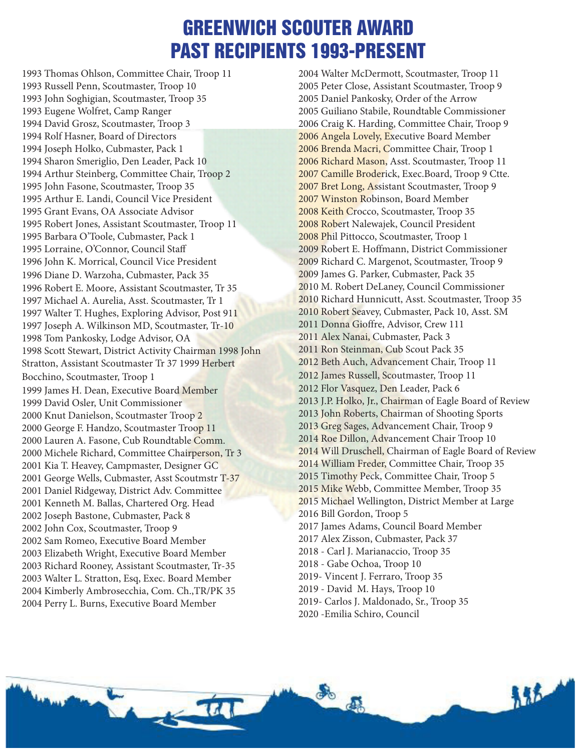# GREENWICH SCOUTER AWARD PAST RECIPIENTS 1993-PRESENT

1993 Thomas Ohlson, Committee Chair, Troop 11
1993 Russell Penn, Scoutmaster, Troop 10
1993 John Soghigian, Scoutmaster, Troop 35
1993 Eugene Wolfret, Camp Ranger
1994 David Grosz, Scoutmaster, Troop 3
1994 Rolf Hasner, Board of Directors
1994 Joseph Holko, Cubmaster, Pack 1
1994 Sharon Smeriglio, Den Leader, Pack 10
1994 Arthur Steinberg, Committee Chair, Troop 2
1995 John Fasone, Scoutmaster, Troop 35
1995 Arthur E. Landi, Council Vice President
1995 Grant Evans, OA Associate Advisor
1995 Robert Jones, Assistant Scoutmaster, Troop 11
1995 Barbara O'Toole, Cubmaster, Pack 1
1995 Lorraine, O'Connor, Council Staff
1996 John K. Morrical, Council Vice President
1996 Diane D. Warzoha, Cubmaster, Pack 35
1996 Robert E. Moore, Assistant Scoutmaster, Tr 35
1997 Michael A. Aurelia, Asst. Scoutmaster, Tr 1
1997 Walter T. Hughes, Exploring Advisor, Post 911
1997 Joseph A. Wilkinson MD, Scoutmaster, Tr-10
1998 Tom Pankosky, Lodge Advisor, OA
1998 Scott Stewart, District Activity Chairman 1998 John Stratton, Assistant Scoutmaster Tr 37 1999 Herbert Bocchino, Scoutmaster, Troop 1
1999 James H. Dean, Executive Board Member
1999 David Osler, Unit Commissioner
2000 Knut Danielson, Scoutmaster Troop 2
2000 George F. Handzo, Scoutmaster Troop 11
2000 Lauren A. Fasone, Cub Roundtable Comm.
2000 Michele Richard, Committee Chairperson, Tr 3
2001 Kia T. Heavey, Campmaster, Designer GC
2001 George Wells, Cubmaster, Asst Scoutmstr T-37
2001 Daniel Ridgeway, District Adv. Committee
2001 Kenneth M. Ballas, Chartered Org. Head
2002 Joseph Bastone, Cubmaster, Pack 8
2002 John Cox, Scoutmaster, Troop 9
2002 Sam Romeo, Executive Board Member
2003 Elizabeth Wright, Executive Board Member
2003 Richard Rooney, Assistant Scoutmaster, Tr-35
2003 Walter L. Stratton, Esq, Exec. Board Member
2004 Kimberly Ambrosecchia, Com. Ch.,TR/PK 35
2004 Perry L. Burns, Executive Board Member
2004 Walter McDermott, Scoutmaster, Troop 11
2005 Peter Close, Assistant Scoutmaster, Troop 9
2005 Daniel Pankosky, Order of the Arrow
2005 Guiliano Stabile, Roundtable Commissioner
2006 Craig K. Harding, Committee Chair, Troop 9
2006 Angela Lovely, Executive Board Member
2006 Brenda Macri, Committee Chair, Troop 1
2006 Richard Mason, Asst. Scoutmaster, Troop 11
2007 Camille Broderick, Exec.Board, Troop 9 Ctte.
2007 Bret Long, Assistant Scoutmaster, Troop 9
2007 Winston Robinson, Board Member
2008 Keith Crocco, Scoutmaster, Troop 35
2008 Robert Nalewajek, Council President
2008 Phil Pittocco, Scoutmaster, Troop 1
2009 Robert E. Hoffmann, District Commissioner
2009 Richard C. Margenot, Scoutmaster, Troop 9
2009 James G. Parker, Cubmaster, Pack 35
2010 M. Robert DeLaney, Council Commissioner
2010 Richard Hunnicutt, Asst. Scoutmaster, Troop 35
2010 Robert Seavey, Cubmaster, Pack 10, Asst. SM
2011 Donna Gioffre, Advisor, Crew 111
2011 Alex Nanai, Cubmaster, Pack 3
2011 Ron Steinman, Cub Scout Pack 35
2012 Beth Auch, Advancement Chair, Troop 11
2012 James Russell, Scoutmaster, Troop 11
2012 Flor Vasquez, Den Leader, Pack 6
2013 J.P. Holko, Jr., Chairman of Eagle Board of Review
2013 John Roberts, Chairman of Shooting Sports
2013 Greg Sages, Advancement Chair, Troop 9
2014 Roe Dillon, Advancement Chair Troop 10
2014 Will Druschell, Chairman of Eagle Board of Review
2014 William Freder, Committee Chair, Troop 35
2015 Timothy Peck, Committee Chair, Troop 5
2015 Mike Webb, Committee Member, Troop 35
2015 Michael Wellington, District Member at Large
2016 Bill Gordon, Troop 5
2017 James Adams, Council Board Member
2017 Alex Zisson, Cubmaster, Pack 37
2018 - Carl J. Marianaccio, Troop 35
2018 - Gabe Ochoa, Troop 10
2019- Vincent J. Ferraro, Troop 35
2019 - David M. Hays, Troop 10
2019- Carlos J. Maldonado, Sr., Troop 35
2020 -Emilia Schiro, Council